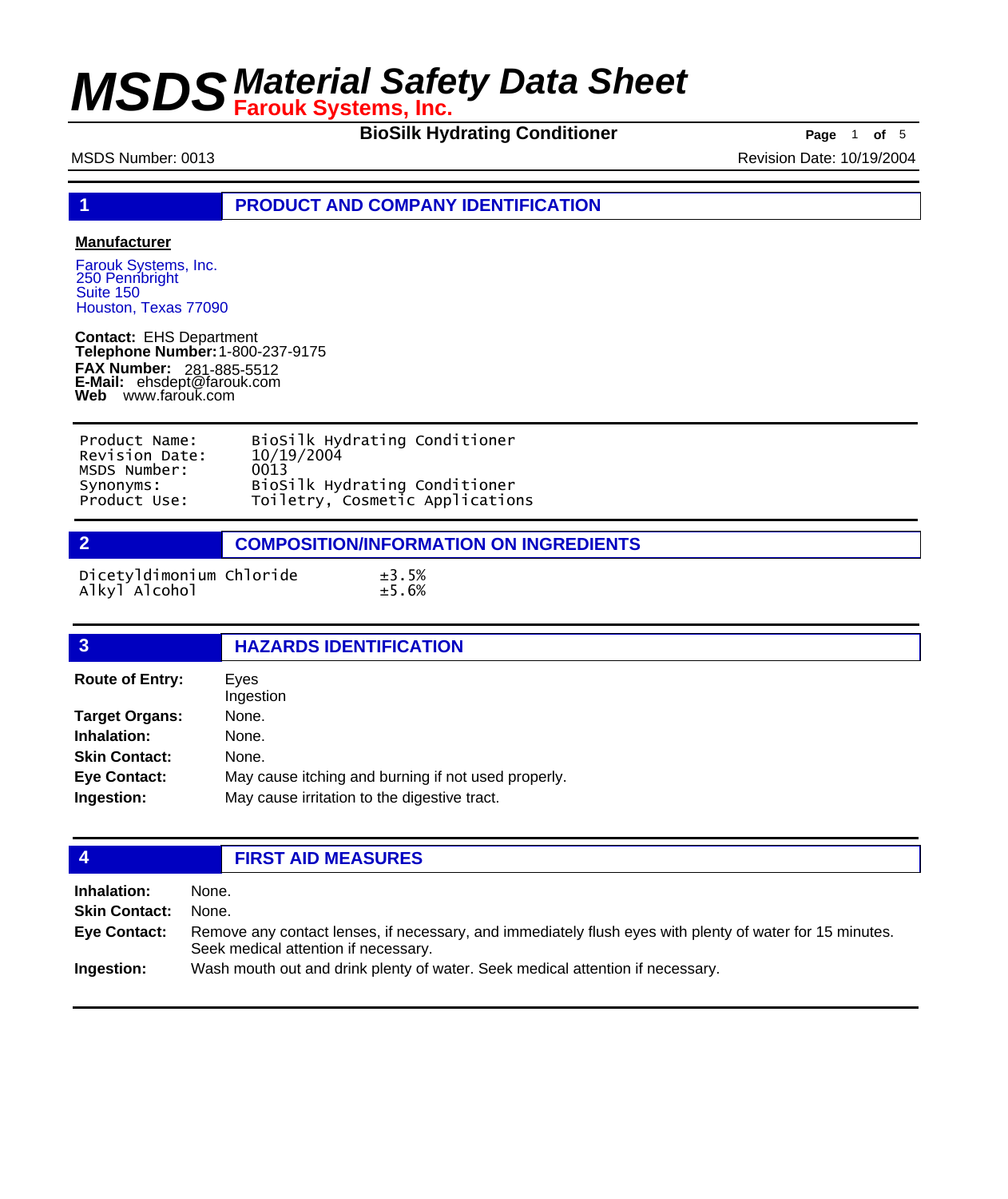# MSDS Material Safety Data Sheet
**Farouk Systems, Inc.**

**BioSilk Hydrating Conditioner**

MSDS Number: 0013

Revision Date: 10/19/2004

## 1 PRODUCT AND COMPANY IDENTIFICATION

**Manufacturer**

Farouk Systems, Inc.
250 Pennbright
Suite 150
Houston, Texas 77090

**Contact:** EHS Department
**Telephone Number:** 1-800-237-9175
**FAX Number:** 281-885-5512
**E-Mail:** ehsdept@farouk.com
**Web** www.farouk.com

| | |
|---|---|
| Product Name: | BioSilk Hydrating Conditioner |
| Revision Date: | 10/19/2004 |
| MSDS Number: | 0013 |
| Synonyms: | BioSilk Hydrating Conditioner |
| Product Use: | Toiletry, Cosmetic Applications |

## 2 COMPOSITION/INFORMATION ON INGREDIENTS

| | |
|---|---|
| Dicetyldimonium Chloride | ±3.5% |
| Alkyl Alcohol | ±5.6% |

## 3 HAZARDS IDENTIFICATION

**Route of Entry:** Eyes
Ingestion

**Target Organs:** None.

**Inhalation:** None.

**Skin Contact:** None.

**Eye Contact:** May cause itching and burning if not used properly.

**Ingestion:** May cause irritation to the digestive tract.

## 4 FIRST AID MEASURES

**Inhalation:** None.

**Skin Contact:** None.

**Eye Contact:** Remove any contact lenses, if necessary, and immediately flush eyes with plenty of water for 15 minutes. Seek medical attention if necessary.

**Ingestion:** Wash mouth out and drink plenty of water. Seek medical attention if necessary.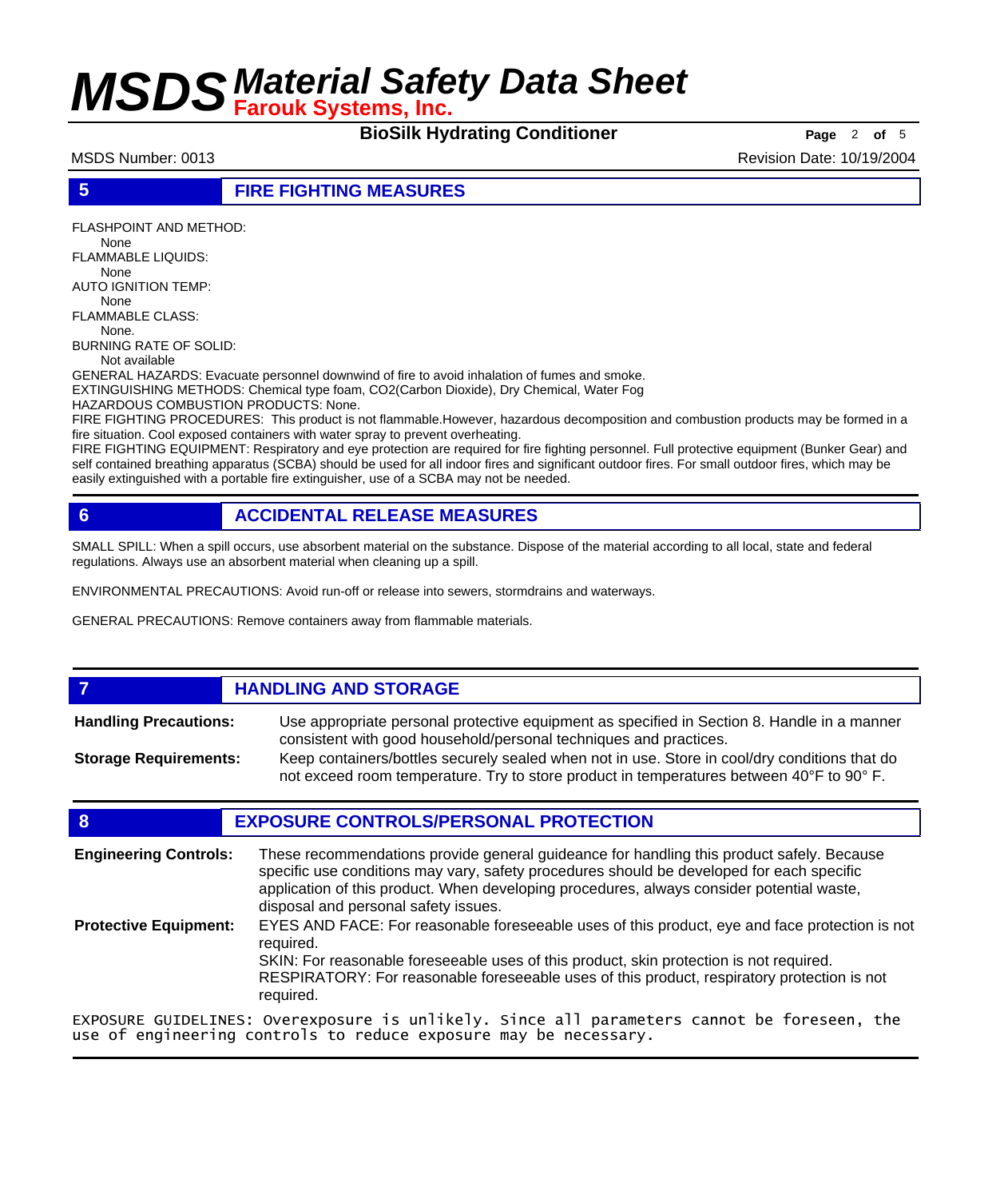## 5 FIRE FIGHTING MEASURES

FLASHPOINT AND METHOD:
None
FLAMMABLE LIQUIDS:
None
AUTO IGNITION TEMP:
None
FLAMMABLE CLASS:
None.
BURNING RATE OF SOLID:
Not available
GENERAL HAZARDS: Evacuate personnel downwind of fire to avoid inhalation of fumes and smoke.
EXTINGUISHING METHODS: Chemical type foam, CO2(Carbon Dioxide), Dry Chemical, Water Fog
HAZARDOUS COMBUSTION PRODUCTS: None.
FIRE FIGHTING PROCEDURES: This product is not flammable.However, hazardous decomposition and combustion products may be formed in a fire situation. Cool exposed containers with water spray to prevent overheating.
FIRE FIGHTING EQUIPMENT: Respiratory and eye protection are required for fire fighting personnel. Full protective equipment (Bunker Gear) and self contained breathing apparatus (SCBA) should be used for all indoor fires and significant outdoor fires. For small outdoor fires, which may be easily extinguished with a portable fire extinguisher, use of a SCBA may not be needed.

## 6 ACCIDENTAL RELEASE MEASURES

SMALL SPILL: When a spill occurs, use absorbent material on the substance. Dispose of the material according to all local, state and federal regulations. Always use an absorbent material when cleaning up a spill.

ENVIRONMENTAL PRECAUTIONS: Avoid run-off or release into sewers, stormdrains and waterways.

GENERAL PRECAUTIONS: Remove containers away from flammable materials.

## 7 HANDLING AND STORAGE

**Handling Precautions:** Use appropriate personal protective equipment as specified in Section 8. Handle in a manner consistent with good household/personal techniques and practices.

**Storage Requirements:** Keep containers/bottles securely sealed when not in use. Store in cool/dry conditions that do not exceed room temperature. Try to store product in temperatures between 40°F to 90° F.

## 8 EXPOSURE CONTROLS/PERSONAL PROTECTION

**Engineering Controls:** These recommendations provide general guideance for handling this product safely. Because specific use conditions may vary, safety procedures should be developed for each specific application of this product. When developing procedures, always consider potential waste, disposal and personal safety issues.

**Protective Equipment:** EYES AND FACE: For reasonable foreseeable uses of this product, eye and face protection is not required.
SKIN: For reasonable foreseeable uses of this product, skin protection is not required.
RESPIRATORY: For reasonable foreseeable uses of this product, respiratory protection is not required.

EXPOSURE GUIDELINES: Overexposure is unlikely. Since all parameters cannot be foreseen, the use of engineering controls to reduce exposure may be necessary.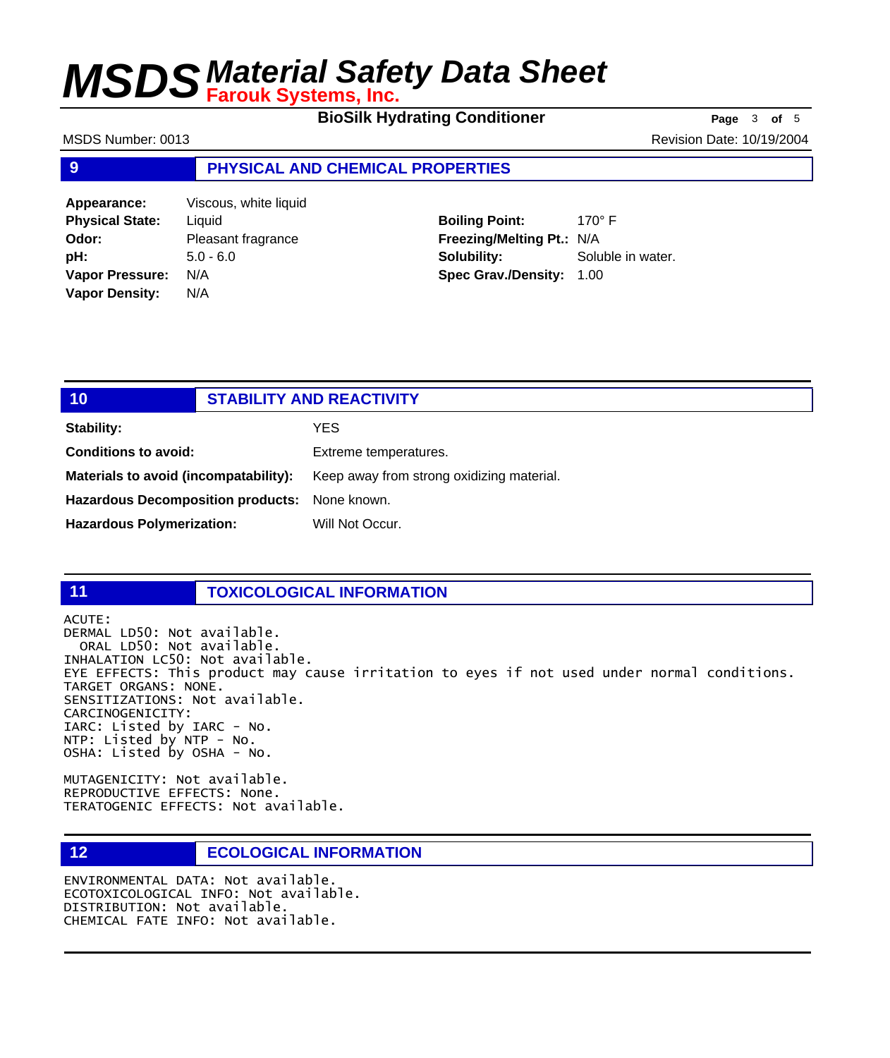## 9 PHYSICAL AND CHEMICAL PROPERTIES

| | | | |
|---|---|---|---|
| **Appearance:** | Viscous, white liquid | | |
| **Physical State:** | Liquid | **Boiling Point:** | 170° F |
| **Odor:** | Pleasant fragrance | **Freezing/Melting Pt.:** | N/A |
| **pH:** | 5.0 - 6.0 | **Solubility:** | Soluble in water. |
| **Vapor Pressure:** | N/A | **Spec Grav./Density:** | 1.00 |
| **Vapor Density:** | N/A | | |

## 10 STABILITY AND REACTIVITY

**Stability:** YES

**Conditions to avoid:** Extreme temperatures.

**Materials to avoid (incompatability):** Keep away from strong oxidizing material.

**Hazardous Decomposition products:** None known.

**Hazardous Polymerization:** Will Not Occur.

## 11 TOXICOLOGICAL INFORMATION

ACUTE:
DERMAL LD50: Not available.
ORAL LD50: Not available.
INHALATION LC50: Not available.
EYE EFFECTS: This product may cause irritation to eyes if not used under normal conditions.
TARGET ORGANS: NONE.
SENSITIZATIONS: Not available.
CARCINOGENICITY:
IARC: Listed by IARC - No.
NTP: Listed by NTP - No.
OSHA: Listed by OSHA - No.

MUTAGENICITY: Not available.
REPRODUCTIVE EFFECTS: None.
TERATOGENIC EFFECTS: Not available.

## 12 ECOLOGICAL INFORMATION

ENVIRONMENTAL DATA: Not available.
ECOTOXICOLOGICAL INFO: Not available.
DISTRIBUTION: Not available.
CHEMICAL FATE INFO: Not available.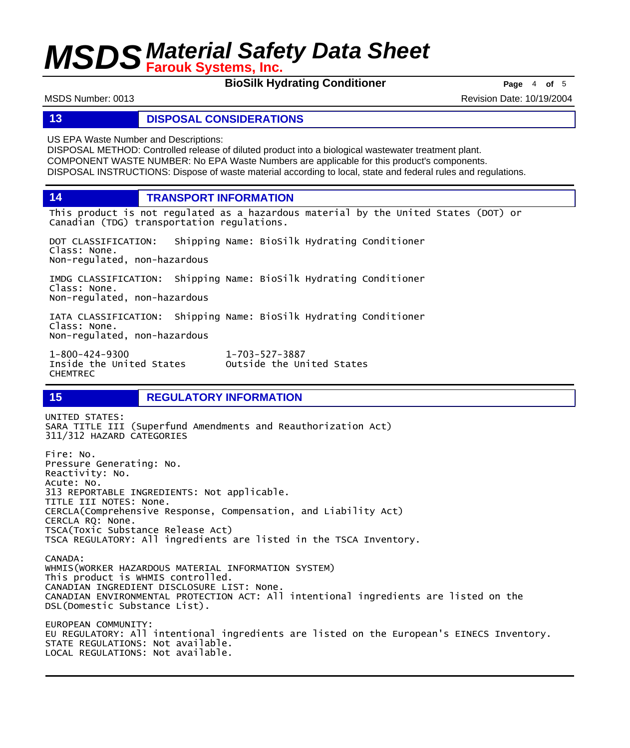## 13 DISPOSAL CONSIDERATIONS

US EPA Waste Number and Descriptions:
DISPOSAL METHOD: Controlled release of diluted product into a biological wastewater treatment plant.
COMPONENT WASTE NUMBER: No EPA Waste Numbers are applicable for this product's components.
DISPOSAL INSTRUCTIONS: Dispose of waste material according to local, state and federal rules and regulations.

## 14 TRANSPORT INFORMATION

This product is not regulated as a hazardous material by the United States (DOT) or Canadian (TDG) transportation regulations.

DOT CLASSIFICATION: Shipping Name: BioSilk Hydrating Conditioner
Class: None.
Non-regulated, non-hazardous

IMDG CLASSIFICATION: Shipping Name: BioSilk Hydrating Conditioner
Class: None.
Non-regulated, non-hazardous

IATA CLASSIFICATION: Shipping Name: BioSilk Hydrating Conditioner
Class: None.
Non-regulated, non-hazardous

1-800-424-9300 — Inside the United States
1-703-527-3887 — Outside the United States
CHEMTREC

## 15 REGULATORY INFORMATION

UNITED STATES:
SARA TITLE III (Superfund Amendments and Reauthorization Act)
311/312 HAZARD CATEGORIES

Fire: No.
Pressure Generating: No.
Reactivity: No.
Acute: No.
313 REPORTABLE INGREDIENTS: Not applicable.
TITLE III NOTES: None.
CERCLA(Comprehensive Response, Compensation, and Liability Act)
CERCLA RQ: None.
TSCA(Toxic Substance Release Act)
TSCA REGULATORY: All ingredients are listed in the TSCA Inventory.

CANADA:
WHMIS(WORKER HAZARDOUS MATERIAL INFORMATION SYSTEM)
This product is WHMIS controlled.
CANADIAN INGREDIENT DISCLOSURE LIST: None.
CANADIAN ENVIRONMENTAL PROTECTION ACT: All intentional ingredients are listed on the DSL(Domestic Substance List).

EUROPEAN COMMUNITY:
EU REGULATORY: All intentional ingredients are listed on the European's EINECS Inventory.
STATE REGULATIONS: Not available.
LOCAL REGULATIONS: Not available.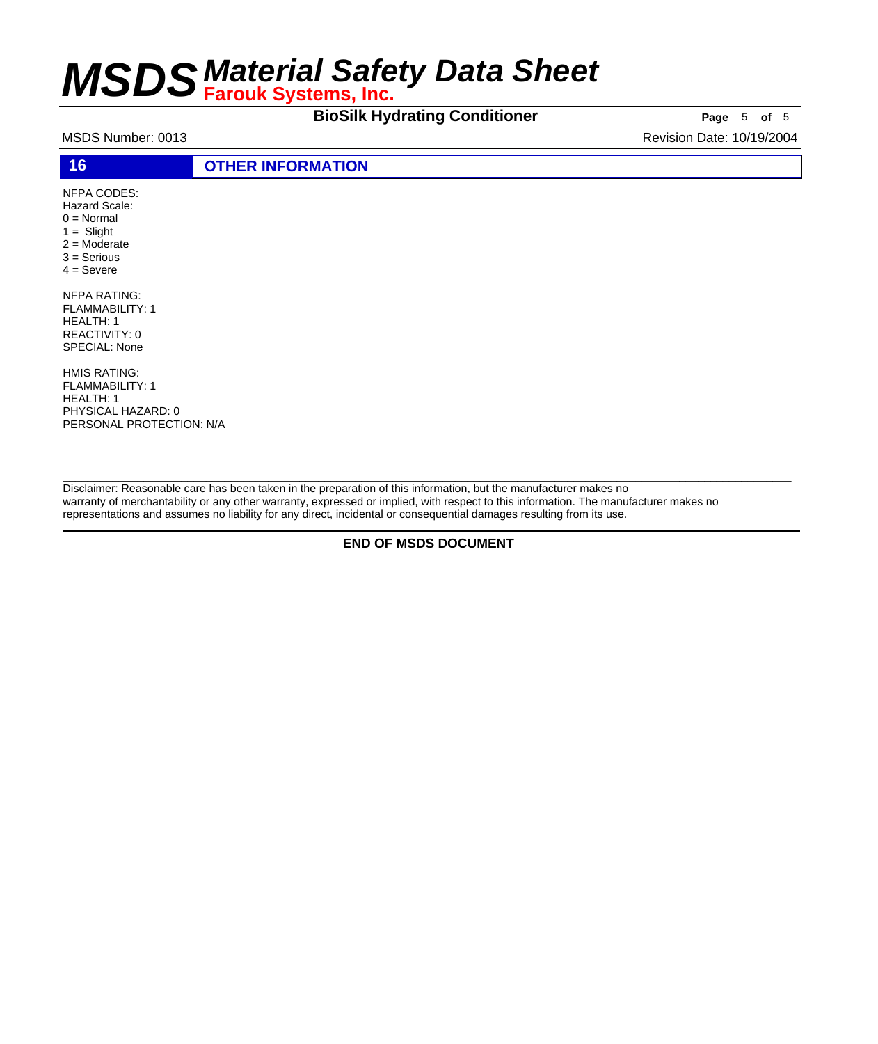## 16 OTHER INFORMATION

NFPA CODES:
Hazard Scale:
0 = Normal
1 = Slight
2 = Moderate
3 = Serious
4 = Severe

NFPA RATING:
FLAMMABILITY: 1
HEALTH: 1
REACTIVITY: 0
SPECIAL: None

HMIS RATING:
FLAMMABILITY: 1
HEALTH: 1
PHYSICAL HAZARD: 0
PERSONAL PROTECTION: N/A

---

Disclaimer: Reasonable care has been taken in the preparation of this information, but the manufacturer makes no warranty of merchantability or any other warranty, expressed or implied, with respect to this information. The manufacturer makes no representations and assumes no liability for any direct, incidental or consequential damages resulting from its use.

---

**END OF MSDS DOCUMENT**